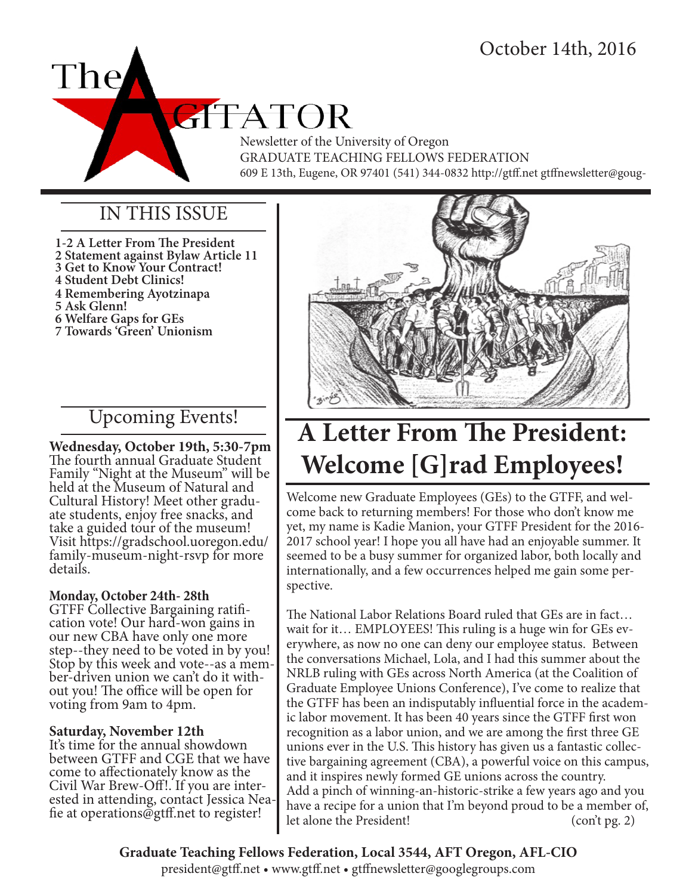October 14th, 2016

# The AGITATOR

Newsletter of the University of Oregon
GRADUATE TEACHING FELLOWS FEDERATION
609 E 13th, Eugene, OR 97401 (541) 344-0832 http://gtff.net gtffnewsletter@goug-

## IN THIS ISSUE

**1-2 A Letter From The President**
**2 Statement against Bylaw Article 11**
**3 Get to Know Your Contract!**
**4 Student Debt Clinics!**
**4 Remembering Ayotzinapa**
**5 Ask Glenn!**
**6 Welfare Gaps for GEs**
**7 Towards 'Green' Unionism**

## Upcoming Events!

**Wednesday, October 19th, 5:30-7pm**
The fourth annual Graduate Student Family "Night at the Museum" will be held at the Museum of Natural and Cultural History! Meet other graduate students, enjoy free snacks, and take a guided tour of the museum! Visit https://gradschool.uoregon.edu/family-museum-night-rsvp for more details.

**Monday, October 24th- 28th**
GTFF Collective Bargaining ratification vote! Our hard-won gains in our new CBA have only one more step--they need to be voted in by you! Stop by this week and vote--as a member-driven union we can't do it without you! The office will be open for voting from 9am to 4pm.

**Saturday, November 12th**
It's time for the annual showdown between GTFF and CGE that we have come to affectionately know as the Civil War Brew-Off!. If you are interested in attending, contact Jessica Neafie at operations@gtff.net to register!

# A Letter From The President: Welcome [G]rad Employees!

Welcome new Graduate Employees (GEs) to the GTFF, and welcome back to returning members! For those who don't know me yet, my name is Kadie Manion, your GTFF President for the 2016-2017 school year! I hope you all have had an enjoyable summer. It seemed to be a busy summer for organized labor, both locally and internationally, and a few occurrences helped me gain some perspective.

The National Labor Relations Board ruled that GEs are in fact… wait for it… EMPLOYEES! This ruling is a huge win for GEs everywhere, as now no one can deny our employee status. Between the conversations Michael, Lola, and I had this summer about the NRLB ruling with GEs across North America (at the Coalition of Graduate Employee Unions Conference), I've come to realize that the GTFF has been an indisputably influential force in the academic labor movement. It has been 40 years since the GTFF first won recognition as a labor union, and we are among the first three GE unions ever in the U.S. This history has given us a fantastic collective bargaining agreement (CBA), a powerful voice on this campus, and it inspires newly formed GE unions across the country. Add a pinch of winning-an-historic-strike a few years ago and you have a recipe for a union that I'm beyond proud to be a member of, let alone the President! (con't pg. 2)

**Graduate Teaching Fellows Federation, Local 3544, AFT Oregon, AFL-CIO**
president@gtff.net • www.gtff.net • gtffnewsletter@googlegroups.com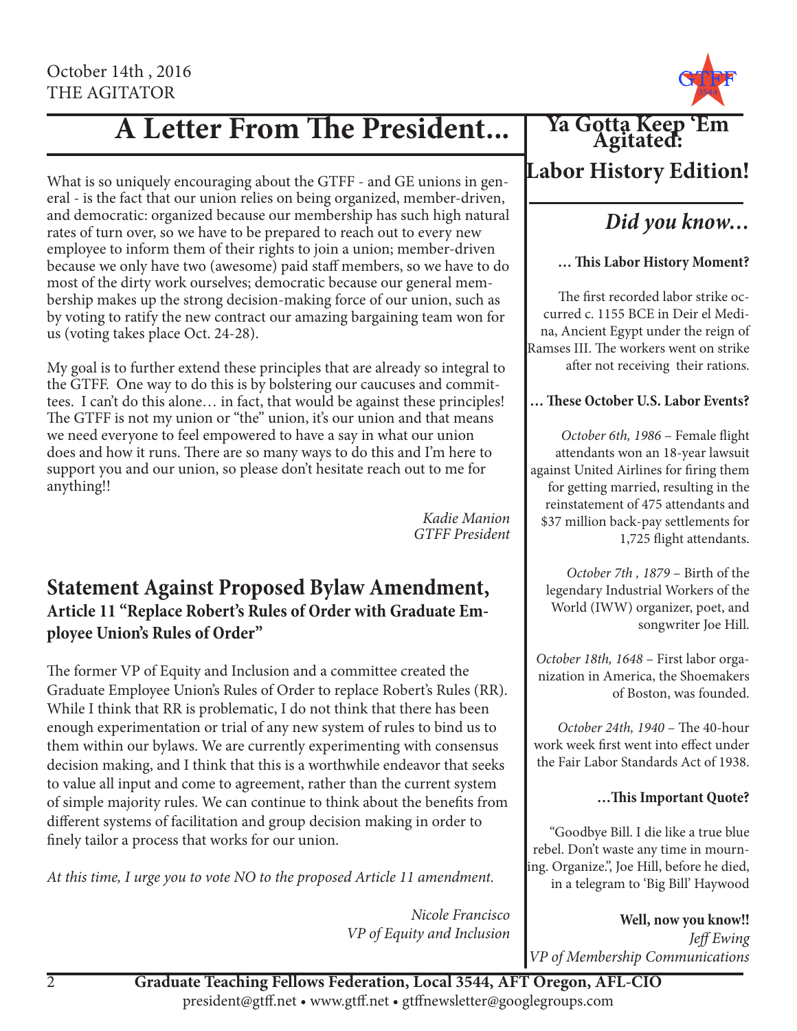October 14th , 2016
THE AGITATOR

# A Letter From The President...

What is so uniquely encouraging about the GTFF - and GE unions in general - is the fact that our union relies on being organized, member-driven, and democratic: organized because our membership has such high natural rates of turn over, so we have to be prepared to reach out to every new employee to inform them of their rights to join a union; member-driven because we only have two (awesome) paid staff members, so we have to do most of the dirty work ourselves; democratic because our general membership makes up the strong decision-making force of our union, such as by voting to ratify the new contract our amazing bargaining team won for us (voting takes place Oct. 24-28).

My goal is to further extend these principles that are already so integral to the GTFF. One way to do this is by bolstering our caucuses and committees. I can't do this alone… in fact, that would be against these principles! The GTFF is not my union or "the" union, it's our union and that means we need everyone to feel empowered to have a say in what our union does and how it runs. There are so many ways to do this and I'm here to support you and our union, so please don't hesitate reach out to me for anything!!

*Kadie Manion*
*GTFF President*

## Statement Against Proposed Bylaw Amendment,

### Article 11 "Replace Robert's Rules of Order with Graduate Employee Union's Rules of Order"

The former VP of Equity and Inclusion and a committee created the Graduate Employee Union's Rules of Order to replace Robert's Rules (RR). While I think that RR is problematic, I do not think that there has been enough experimentation or trial of any new system of rules to bind us to them within our bylaws. We are currently experimenting with consensus decision making, and I think that this is a worthwhile endeavor that seeks to value all input and come to agreement, rather than the current system of simple majority rules. We can continue to think about the benefits from different systems of facilitation and group decision making in order to finely tailor a process that works for our union.

*At this time, I urge you to vote NO to the proposed Article 11 amendment.*

*Nicole Francisco*
*VP of Equity and Inclusion*

# Ya Gotta Keep 'Em Agitated: Labor History Edition!

## *Did you know…*

**… This Labor History Moment?**

The first recorded labor strike occurred c. 1155 BCE in Deir el Medina, Ancient Egypt under the reign of Ramses III. The workers went on strike after not receiving their rations.

**… These October U.S. Labor Events?**

*October 6th, 1986* – Female flight attendants won an 18-year lawsuit against United Airlines for firing them for getting married, resulting in the reinstatement of 475 attendants and $37 million back-pay settlements for 1,725 flight attendants.

*October 7th , 1879* – Birth of the legendary Industrial Workers of the World (IWW) organizer, poet, and songwriter Joe Hill.

*October 18th, 1648* – First labor organization in America, the Shoemakers of Boston, was founded.

*October 24th, 1940* – The 40-hour work week first went into effect under the Fair Labor Standards Act of 1938.

**…This Important Quote?**

"Goodbye Bill. I die like a true blue rebel. Don't waste any time in mourning. Organize.", Joe Hill, before he died, in a telegram to 'Big Bill' Haywood

**Well, now you know!!**
*Jeff Ewing*
*VP of Membership Communications*

**Graduate Teaching Fellows Federation, Local 3544, AFT Oregon, AFL-CIO**
president@gtff.net • www.gtff.net • gtffnewsletter@googlegroups.com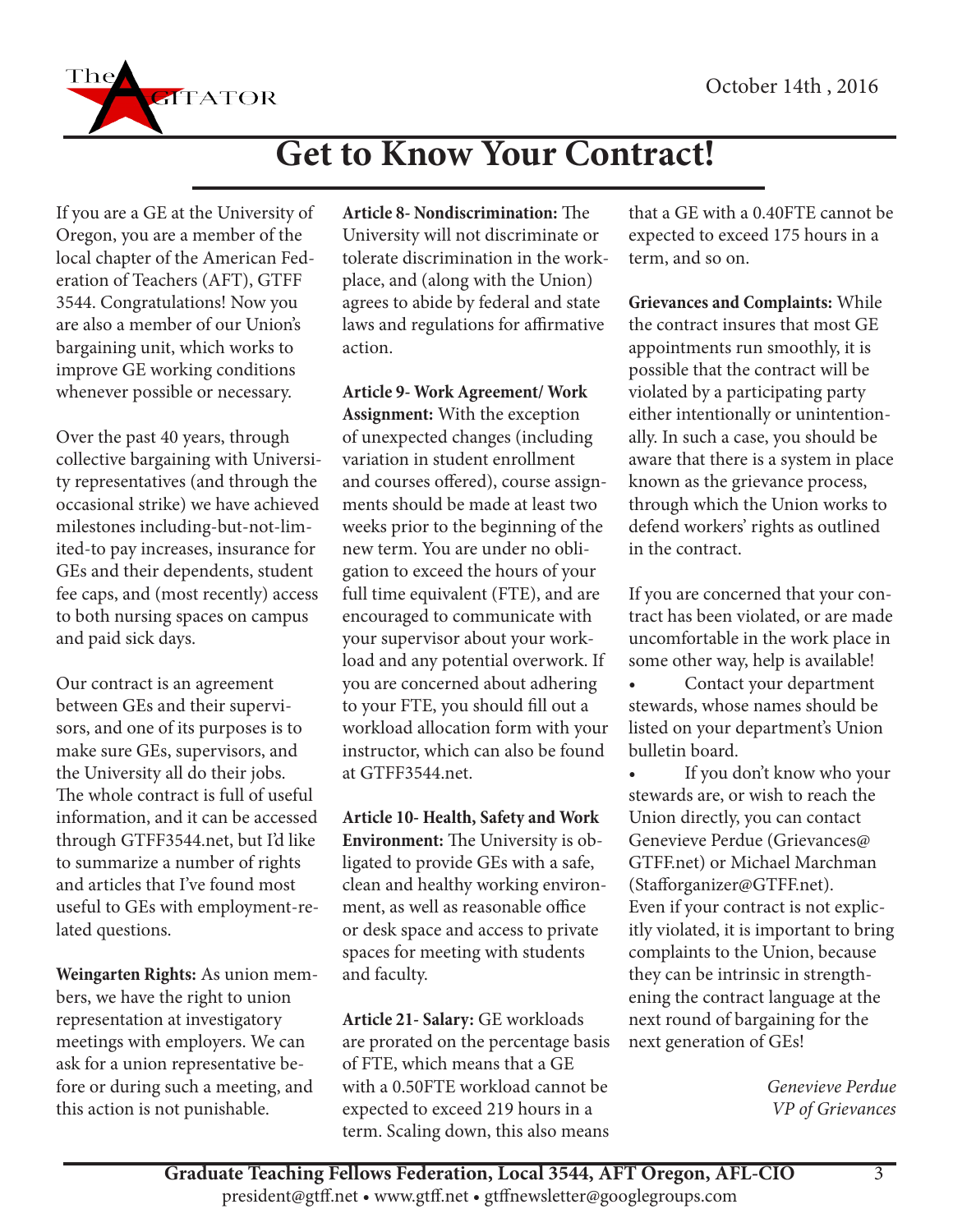# Get to Know Your Contract!

If you are a GE at the University of Oregon, you are a member of the local chapter of the American Federation of Teachers (AFT), GTFF 3544. Congratulations! Now you are also a member of our Union's bargaining unit, which works to improve GE working conditions whenever possible or necessary.

Over the past 40 years, through collective bargaining with University representatives (and through the occasional strike) we have achieved milestones including-but-not-limited-to pay increases, insurance for GEs and their dependents, student fee caps, and (most recently) access to both nursing spaces on campus and paid sick days.

Our contract is an agreement between GEs and their supervisors, and one of its purposes is to make sure GEs, supervisors, and the University all do their jobs. The whole contract is full of useful information, and it can be accessed through GTFF3544.net, but I'd like to summarize a number of rights and articles that I've found most useful to GEs with employment-related questions.

**Weingarten Rights:** As union members, we have the right to union representation at investigatory meetings with employers. We can ask for a union representative before or during such a meeting, and this action is not punishable.

**Article 8- Nondiscrimination:** The University will not discriminate or tolerate discrimination in the workplace, and (along with the Union) agrees to abide by federal and state laws and regulations for affirmative action.

**Article 9- Work Agreement/ Work Assignment:** With the exception of unexpected changes (including variation in student enrollment and courses offered), course assignments should be made at least two weeks prior to the beginning of the new term. You are under no obligation to exceed the hours of your full time equivalent (FTE), and are encouraged to communicate with your supervisor about your workload and any potential overwork. If you are concerned about adhering to your FTE, you should fill out a workload allocation form with your instructor, which can also be found at GTFF3544.net.

**Article 10- Health, Safety and Work Environment:** The University is obligated to provide GEs with a safe, clean and healthy working environment, as well as reasonable office or desk space and access to private spaces for meeting with students and faculty.

**Article 21- Salary:** GE workloads are prorated on the percentage basis of FTE, which means that a GE with a 0.50FTE workload cannot be expected to exceed 219 hours in a term. Scaling down, this also means that a GE with a 0.40FTE cannot be expected to exceed 175 hours in a term, and so on.

**Grievances and Complaints:** While the contract insures that most GE appointments run smoothly, it is possible that the contract will be violated by a participating party either intentionally or unintentionally. In such a case, you should be aware that there is a system in place known as the grievance process, through which the Union works to defend workers' rights as outlined in the contract.

If you are concerned that your contract has been violated, or are made uncomfortable in the work place in some other way, help is available!

- Contact your department stewards, whose names should be listed on your department's Union bulletin board.
- If you don't know who your stewards are, or wish to reach the Union directly, you can contact Genevieve Perdue (Grievances@GTFF.net) or Michael Marchman (Stafforganizer@GTFF.net).

Even if your contract is not explicitly violated, it is important to bring complaints to the Union, because they can be intrinsic in strengthening the contract language at the next round of bargaining for the next generation of GEs!

*Genevieve Perdue*
*VP of Grievances*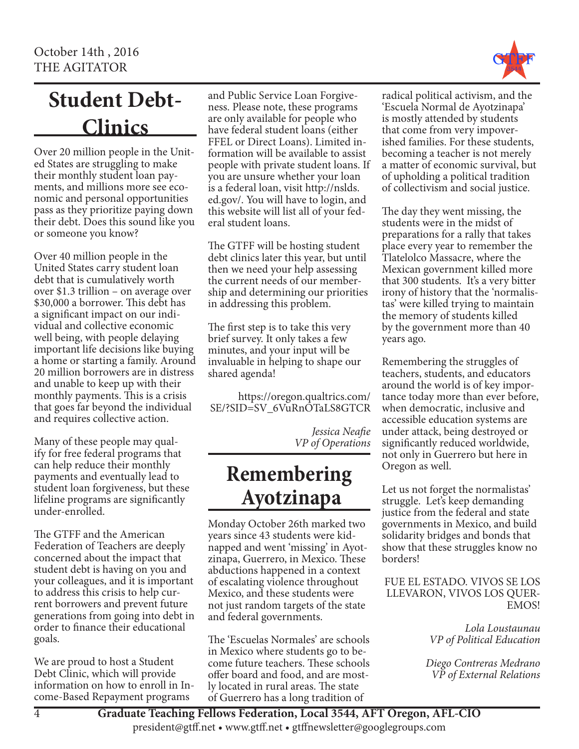# Student Debt-Clinics

Over 20 million people in the United States are struggling to make their monthly student loan payments, and millions more see economic and personal opportunities pass as they prioritize paying down their debt. Does this sound like you or someone you know?

Over 40 million people in the United States carry student loan debt that is cumulatively worth over $1.3 trillion – on average over $30,000 a borrower. This debt has a significant impact on our individual and collective economic well being, with people delaying important life decisions like buying a home or starting a family. Around 20 million borrowers are in distress and unable to keep up with their monthly payments. This is a crisis that goes far beyond the individual and requires collective action.

Many of these people may qualify for free federal programs that can help reduce their monthly payments and eventually lead to student loan forgiveness, but these lifeline programs are significantly under-enrolled.

The GTFF and the American Federation of Teachers are deeply concerned about the impact that student debt is having on you and your colleagues, and it is important to address this crisis to help current borrowers and prevent future generations from going into debt in order to finance their educational goals.

We are proud to host a Student Debt Clinic, which will provide information on how to enroll in Income-Based Repayment programs and Public Service Loan Forgiveness. Please note, these programs are only available for people who have federal student loans (either FFEL or Direct Loans). Limited information will be available to assist people with private student loans. If you are unsure whether your loan is a federal loan, visit http://nslds.ed.gov/. You will have to login, and this website will list all of your federal student loans.

The GTFF will be hosting student debt clinics later this year, but until then we need your help assessing the current needs of our membership and determining our priorities in addressing this problem.

The first step is to take this very brief survey. It only takes a few minutes, and your input will be invaluable in helping to shape our shared agenda!

https://oregon.qualtrics.com/SE/?SID=SV_6VuRnOTaLS8GTCR

*Jessica Neafie*
*VP of Operations*

# Remembering Ayotzinapa

Monday October 26th marked two years since 43 students were kidnapped and went 'missing' in Ayotzinapa, Guerrero, in Mexico. These abductions happened in a context of escalating violence throughout Mexico, and these students were not just random targets of the state and federal governments.

The 'Escuelas Normales' are schools in Mexico where students go to become future teachers. These schools offer board and food, and are mostly located in rural areas. The state of Guerrero has a long tradition of radical political activism, and the 'Escuela Normal de Ayotzinapa' is mostly attended by students that come from very impoverished families. For these students, becoming a teacher is not merely a matter of economic survival, but of upholding a political tradition of collectivism and social justice.

The day they went missing, the students were in the midst of preparations for a rally that takes place every year to remember the Tlatelolco Massacre, where the Mexican government killed more that 300 students. It's a very bitter irony of history that the 'normalistas' were killed trying to maintain the memory of students killed by the government more than 40 years ago.

Remembering the struggles of teachers, students, and educators around the world is of key importance today more than ever before, when democratic, inclusive and accessible education systems are under attack, being destroyed or significantly reduced worldwide, not only in Guerrero but here in Oregon as well.

Let us not forget the normalistas' struggle. Let's keep demanding justice from the federal and state governments in Mexico, and build solidarity bridges and bonds that show that these struggles know no borders!

FUE EL ESTADO. VIVOS SE LOS LLEVARON, VIVOS LOS QUEREMOS!

*Lola Loustaunau*
*VP of Political Education*

*Diego Contreras Medrano*
*VP of External Relations*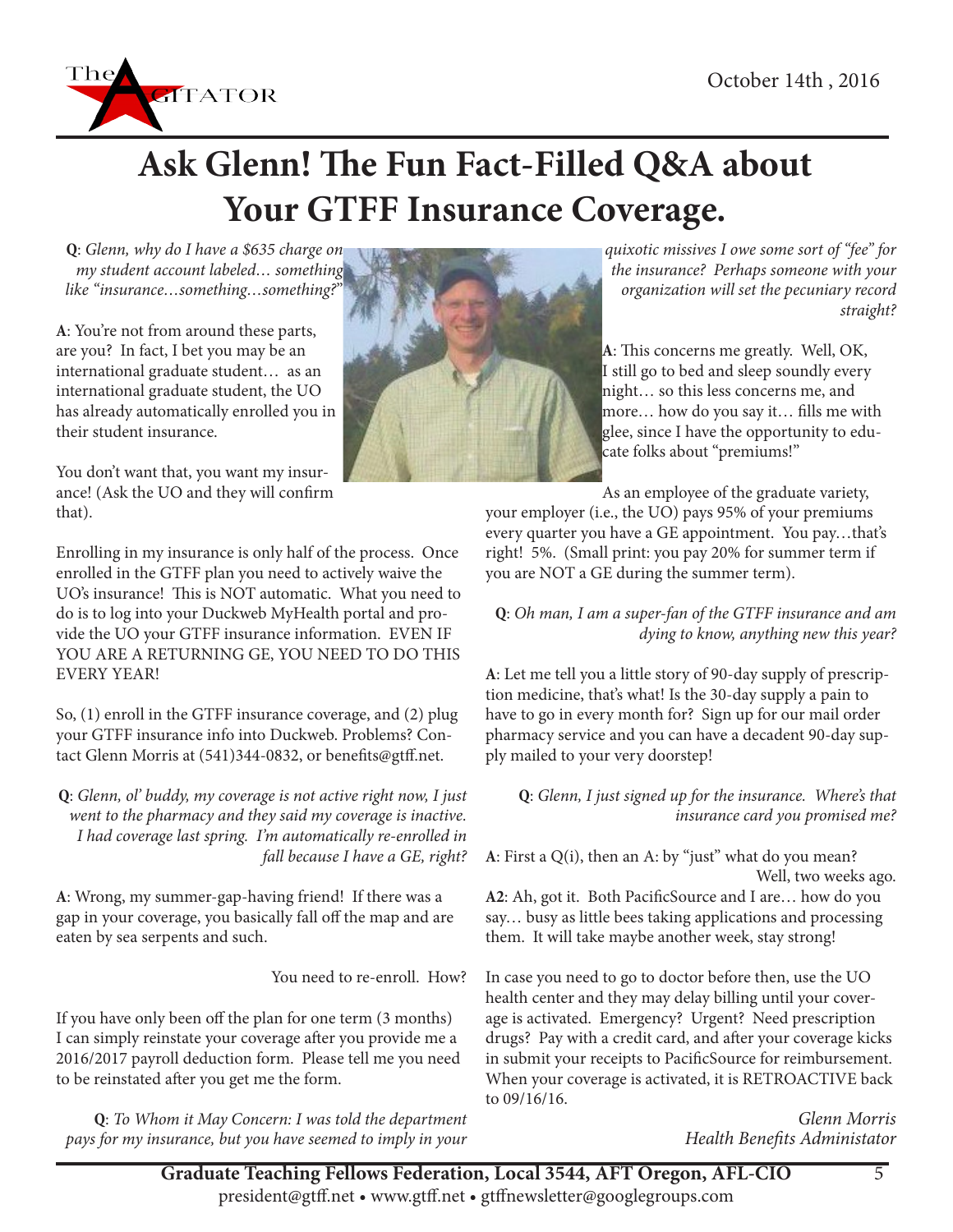# Ask Glenn! The Fun Fact-Filled Q&A about Your GTFF Insurance Coverage.

**Q**: *Glenn, why do I have a $635 charge on my student account labeled… something like "insurance…something…something?"*

**A**: You're not from around these parts, are you? In fact, I bet you may be an international graduate student… as an international graduate student, the UO has already automatically enrolled you in their student insurance.

You don't want that, you want my insurance! (Ask the UO and they will confirm that).

Enrolling in my insurance is only half of the process. Once enrolled in the GTFF plan you need to actively waive the UO's insurance! This is NOT automatic. What you need to do is to log into your Duckweb MyHealth portal and provide the UO your GTFF insurance information. EVEN IF YOU ARE A RETURNING GE, YOU NEED TO DO THIS EVERY YEAR!

So, (1) enroll in the GTFF insurance coverage, and (2) plug your GTFF insurance info into Duckweb. Problems? Contact Glenn Morris at (541)344-0832, or benefits@gtff.net.

**Q**: *Glenn, ol' buddy, my coverage is not active right now, I just went to the pharmacy and they said my coverage is inactive. I had coverage last spring. I'm automatically re-enrolled in fall because I have a GE, right?*

**A**: Wrong, my summer-gap-having friend! If there was a gap in your coverage, you basically fall off the map and are eaten by sea serpents and such.

You need to re-enroll. How?

If you have only been off the plan for one term (3 months) I can simply reinstate your coverage after you provide me a 2016/2017 payroll deduction form. Please tell me you need to be reinstated after you get me the form.

**Q**: *To Whom it May Concern: I was told the department pays for my insurance, but you have seemed to imply in your quixotic missives I owe some sort of "fee" for the insurance? Perhaps someone with your organization will set the pecuniary record straight?*

**A**: This concerns me greatly. Well, OK, I still go to bed and sleep soundly every night… so this less concerns me, and more… how do you say it… fills me with glee, since I have the opportunity to educate folks about "premiums!"

As an employee of the graduate variety, your employer (i.e., the UO) pays 95% of your premiums every quarter you have a GE appointment. You pay…that's right! 5%. (Small print: you pay 20% for summer term if you are NOT a GE during the summer term).

**Q**: *Oh man, I am a super-fan of the GTFF insurance and am dying to know, anything new this year?*

**A**: Let me tell you a little story of 90-day supply of prescription medicine, that's what! Is the 30-day supply a pain to have to go in every month for? Sign up for our mail order pharmacy service and you can have a decadent 90-day supply mailed to your very doorstep!

**Q**: *Glenn, I just signed up for the insurance. Where's that insurance card you promised me?*

**A**: First a Q(i), then an A: by "just" what do you mean?

Well, two weeks ago.

**A2**: Ah, got it. Both PacificSource and I are… how do you say… busy as little bees taking applications and processing them. It will take maybe another week, stay strong!

In case you need to go to doctor before then, use the UO health center and they may delay billing until your coverage is activated. Emergency? Urgent? Need prescription drugs? Pay with a credit card, and after your coverage kicks in submit your receipts to PacificSource for reimbursement. When your coverage is activated, it is RETROACTIVE back to 09/16/16.

*Glenn Morris*
*Health Benefits Administator*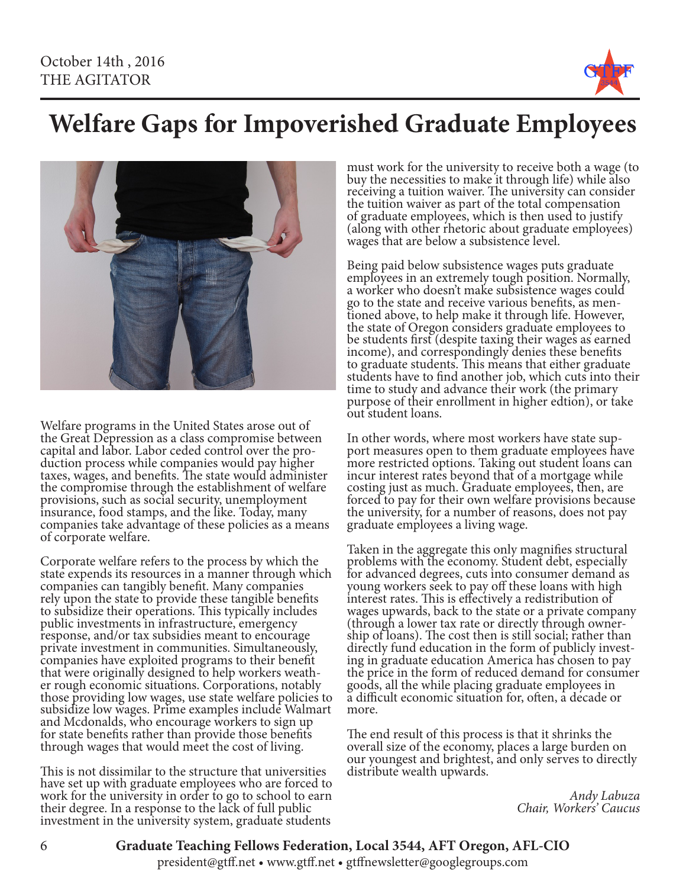# Welfare Gaps for Impoverished Graduate Employees

Welfare programs in the United States arose out of the Great Depression as a class compromise between capital and labor. Labor ceded control over the production process while companies would pay higher taxes, wages, and benefits. The state would administer the compromise through the establishment of welfare provisions, such as social security, unemployment insurance, food stamps, and the like. Today, many companies take advantage of these policies as a means of corporate welfare.

Corporate welfare refers to the process by which the state expends its resources in a manner through which companies can tangibly benefit. Many companies rely upon the state to provide these tangible benefits to subsidize their operations. This typically includes public investments in infrastructure, emergency response, and/or tax subsidies meant to encourage private investment in communities. Simultaneously, companies have exploited programs to their benefit that were originally designed to help workers weather rough economic situations. Corporations, notably those providing low wages, use state welfare policies to subsidize low wages. Prime examples include Walmart and Mcdonalds, who encourage workers to sign up for state benefits rather than provide those benefits through wages that would meet the cost of living.

This is not dissimilar to the structure that universities have set up with graduate employees who are forced to work for the university in order to go to school to earn their degree. In a response to the lack of full public investment in the university system, graduate students must work for the university to receive both a wage (to buy the necessities to make it through life) while also receiving a tuition waiver. The university can consider the tuition waiver as part of the total compensation of graduate employees, which is then used to justify (along with other rhetoric about graduate employees) wages that are below a subsistence level.

Being paid below subsistence wages puts graduate employees in an extremely tough position. Normally, a worker who doesn't make subsistence wages could go to the state and receive various benefits, as mentioned above, to help make it through life. However, the state of Oregon considers graduate employees to be students first (despite taxing their wages as earned income), and correspondingly denies these benefits to graduate students. This means that either graduate students have to find another job, which cuts into their time to study and advance their work (the primary purpose of their enrollment in higher edtion), or take out student loans.

In other words, where most workers have state support measures open to them graduate employees have more restricted options. Taking out student loans can incur interest rates beyond that of a mortgage while costing just as much. Graduate employees, then, are forced to pay for their own welfare provisions because the university, for a number of reasons, does not pay graduate employees a living wage.

Taken in the aggregate this only magnifies structural problems with the economy. Student debt, especially for advanced degrees, cuts into consumer demand as young workers seek to pay off these loans with high interest rates. This is effectively a redistribution of wages upwards, back to the state or a private company (through a lower tax rate or directly through ownership of loans). The cost then is still social; rather than directly fund education in the form of publicly investing in graduate education America has chosen to pay the price in the form of reduced demand for consumer goods, all the while placing graduate employees in a difficult economic situation for, often, a decade or more.

The end result of this process is that it shrinks the overall size of the economy, places a large burden on our youngest and brightest, and only serves to directly distribute wealth upwards.

*Andy Labuza*
*Chair, Workers' Caucus*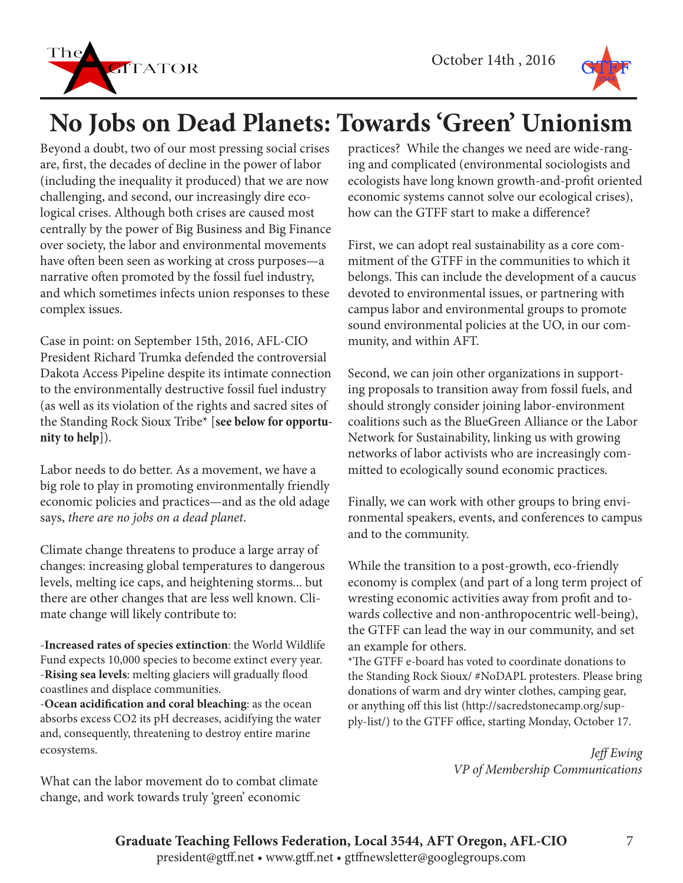# No Jobs on Dead Planets: Towards 'Green' Unionism

Beyond a doubt, two of our most pressing social crises are, first, the decades of decline in the power of labor (including the inequality it produced) that we are now challenging, and second, our increasingly dire ecological crises. Although both crises are caused most centrally by the power of Big Business and Big Finance over society, the labor and environmental movements have often been seen as working at cross purposes—a narrative often promoted by the fossil fuel industry, and which sometimes infects union responses to these complex issues.

Case in point: on September 15th, 2016, AFL-CIO President Richard Trumka defended the controversial Dakota Access Pipeline despite its intimate connection to the environmentally destructive fossil fuel industry (as well as its violation of the rights and sacred sites of the Standing Rock Sioux Tribe* [**see below for opportunity to help**]).

Labor needs to do better. As a movement, we have a big role to play in promoting environmentally friendly economic policies and practices—and as the old adage says, *there are no jobs on a dead planet*.

Climate change threatens to produce a large array of changes: increasing global temperatures to dangerous levels, melting ice caps, and heightening storms... but there are other changes that are less well known. Climate change will likely contribute to:

-**Increased rates of species extinction**: the World Wildlife Fund expects 10,000 species to become extinct every year.
-**Rising sea levels**: melting glaciers will gradually flood coastlines and displace communities.
-**Ocean acidification and coral bleaching**: as the ocean absorbs excess $CO_2$ its pH decreases, acidifying the water and, consequently, threatening to destroy entire marine ecosystems.

What can the labor movement do to combat climate change, and work towards truly 'green' economic practices? While the changes we need are wide-ranging and complicated (environmental sociologists and ecologists have long known growth-and-profit oriented economic systems cannot solve our ecological crises), how can the GTFF start to make a difference?

First, we can adopt real sustainability as a core commitment of the GTFF in the communities to which it belongs. This can include the development of a caucus devoted to environmental issues, or partnering with campus labor and environmental groups to promote sound environmental policies at the UO, in our community, and within AFT.

Second, we can join other organizations in supporting proposals to transition away from fossil fuels, and should strongly consider joining labor-environment coalitions such as the BlueGreen Alliance or the Labor Network for Sustainability, linking us with growing networks of labor activists who are increasingly committed to ecologically sound economic practices.

Finally, we can work with other groups to bring environmental speakers, events, and conferences to campus and to the community.

While the transition to a post-growth, eco-friendly economy is complex (and part of a long term project of wresting economic activities away from profit and towards collective and non-anthropocentric well-being), the GTFF can lead the way in our community, and set an example for others.

*The GTFF e-board has voted to coordinate donations to the Standing Rock Sioux/ #NoDAPL protesters. Please bring donations of warm and dry winter clothes, camping gear, or anything off this list (http://sacredstonecamp.org/supply-list/) to the GTFF office, starting Monday, October 17.

*Jeff Ewing*
*VP of Membership Communications*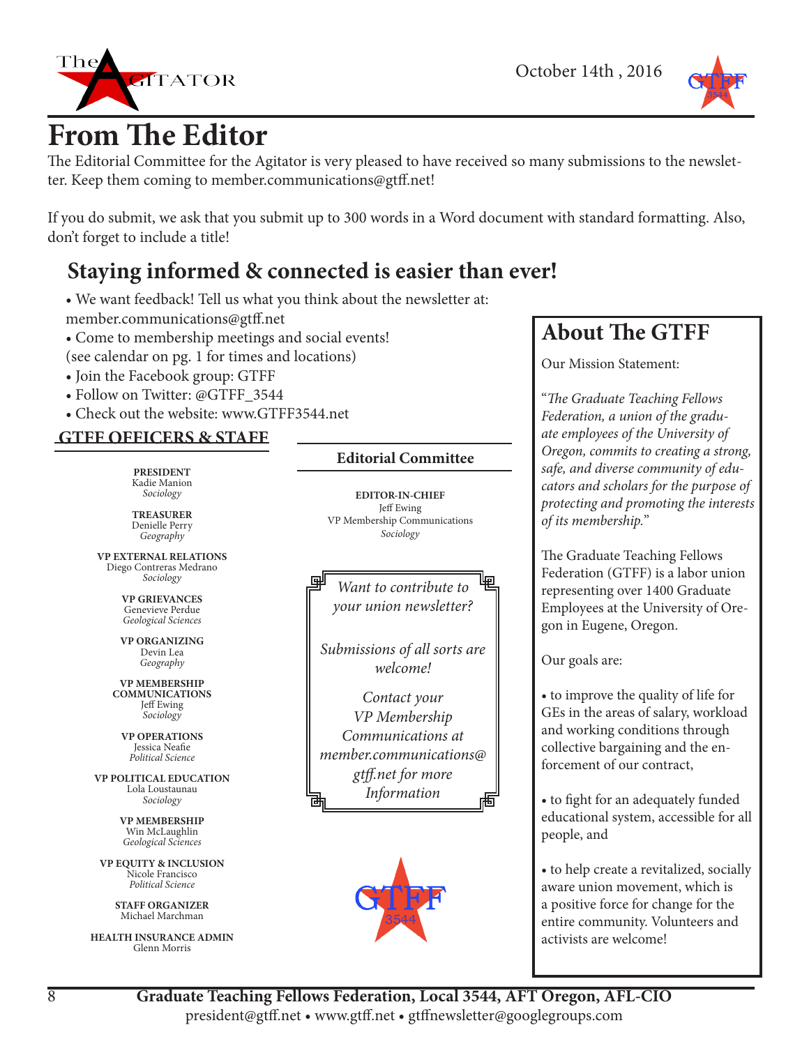# From The Editor

The Editorial Committee for the Agitator is very pleased to have received so many submissions to the newsletter. Keep them coming to member.communications@gtff.net!

If you do submit, we ask that you submit up to 300 words in a Word document with standard formatting. Also, don't forget to include a title!

## Staying informed & connected is easier than ever!

- We want feedback! Tell us what you think about the newsletter at: member.communications@gtff.net
- Come to membership meetings and social events! (see calendar on pg. 1 for times and locations)
- Join the Facebook group: GTFF
- Follow on Twitter: @GTFF_3544
- Check out the website: www.GTFF3544.net

## GTFF OFFICERS & STAFF

**PRESIDENT**
Kadie Manion
*Sociology*

**TREASURER**
Denielle Perry
*Geography*

**VP EXTERNAL RELATIONS**
Diego Contreras Medrano
*Sociology*

**VP GRIEVANCES**
Genevieve Perdue
*Geological Sciences*

**VP ORGANIZING**
Devin Lea
*Geography*

**VP MEMBERSHIP COMMUNICATIONS**
Jeff Ewing
*Sociology*

**VP OPERATIONS**
Jessica Neafie
*Political Science*

**VP POLITICAL EDUCATION**
Lola Loustaunau
*Sociology*

**VP MEMBERSHIP**
Win McLaughlin
*Geological Sciences*

**VP EQUITY & INCLUSION**
Nicole Francisco
*Political Science*

**STAFF ORGANIZER**
Michael Marchman

**HEALTH INSURANCE ADMIN**
Glenn Morris

## Editorial Committee

**EDITOR-IN-CHIEF**
Jeff Ewing
VP Membership Communications
*Sociology*

*Want to contribute to your union newsletter?*

*Submissions of all sorts are welcome!*

*Contact your VP Membership Communications at member.communications@gtff.net for more Information*

## About The GTFF

Our Mission Statement:

"*The Graduate Teaching Fellows Federation, a union of the graduate employees of the University of Oregon, commits to creating a strong, safe, and diverse community of educators and scholars for the purpose of protecting and promoting the interests of its membership.*"

The Graduate Teaching Fellows Federation (GTFF) is a labor union representing over 1400 Graduate Employees at the University of Oregon in Eugene, Oregon.

Our goals are:

- to improve the quality of life for GEs in the areas of salary, workload and working conditions through collective bargaining and the enforcement of our contract,
- to fight for an adequately funded educational system, accessible for all people, and
- to help create a revitalized, socially aware union movement, which is a positive force for change for the entire community. Volunteers and activists are welcome!